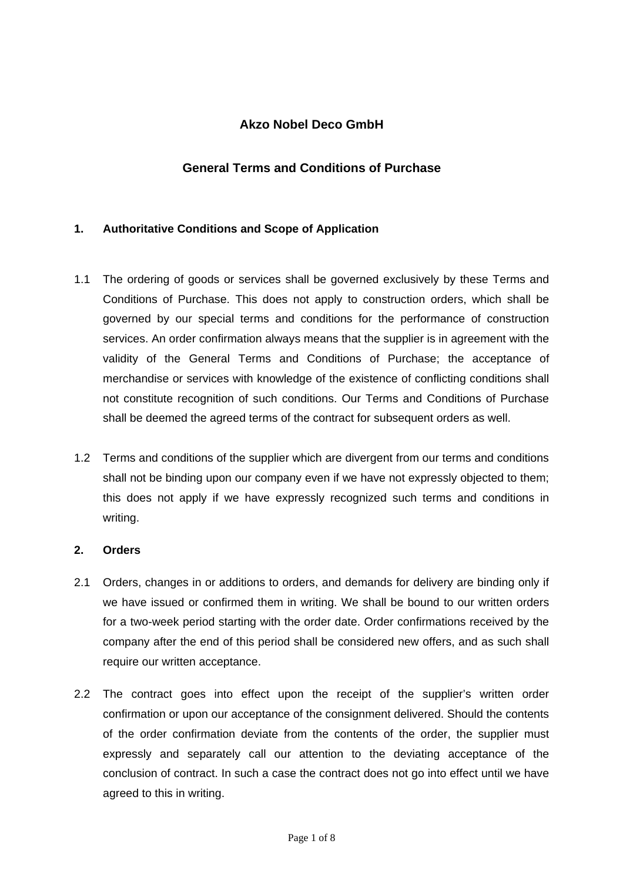# Akzo Nobel Deco GmbH

## General Terms and Conditions of Purchase

### 1. Authoritative Conditions and Scope of Application

1.1 The ordering of goods or services shall be governed exclusively by these Terms and Conditions of Purchase. This does not apply to construction orders, which shall be governed by our special terms and conditions for the performance of construction services. An order confirmation always means that the supplier is in agreement with the validity of the General Terms and Conditions of Purchase; the acceptance of merchandise or services with knowledge of the existence of conflicting conditions shall not constitute recognition of such conditions. Our Terms and Conditions of Purchase shall be deemed the agreed terms of the contract for subsequent orders as well.

1.2 Terms and conditions of the supplier which are divergent from our terms and conditions shall not be binding upon our company even if we have not expressly objected to them; this does not apply if we have expressly recognized such terms and conditions in writing.

### 2. Orders

2.1 Orders, changes in or additions to orders, and demands for delivery are binding only if we have issued or confirmed them in writing. We shall be bound to our written orders for a two-week period starting with the order date. Order confirmations received by the company after the end of this period shall be considered new offers, and as such shall require our written acceptance.

2.2 The contract goes into effect upon the receipt of the supplier's written order confirmation or upon our acceptance of the consignment delivered. Should the contents of the order confirmation deviate from the contents of the order, the supplier must expressly and separately call our attention to the deviating acceptance of the conclusion of contract. In such a case the contract does not go into effect until we have agreed to this in writing.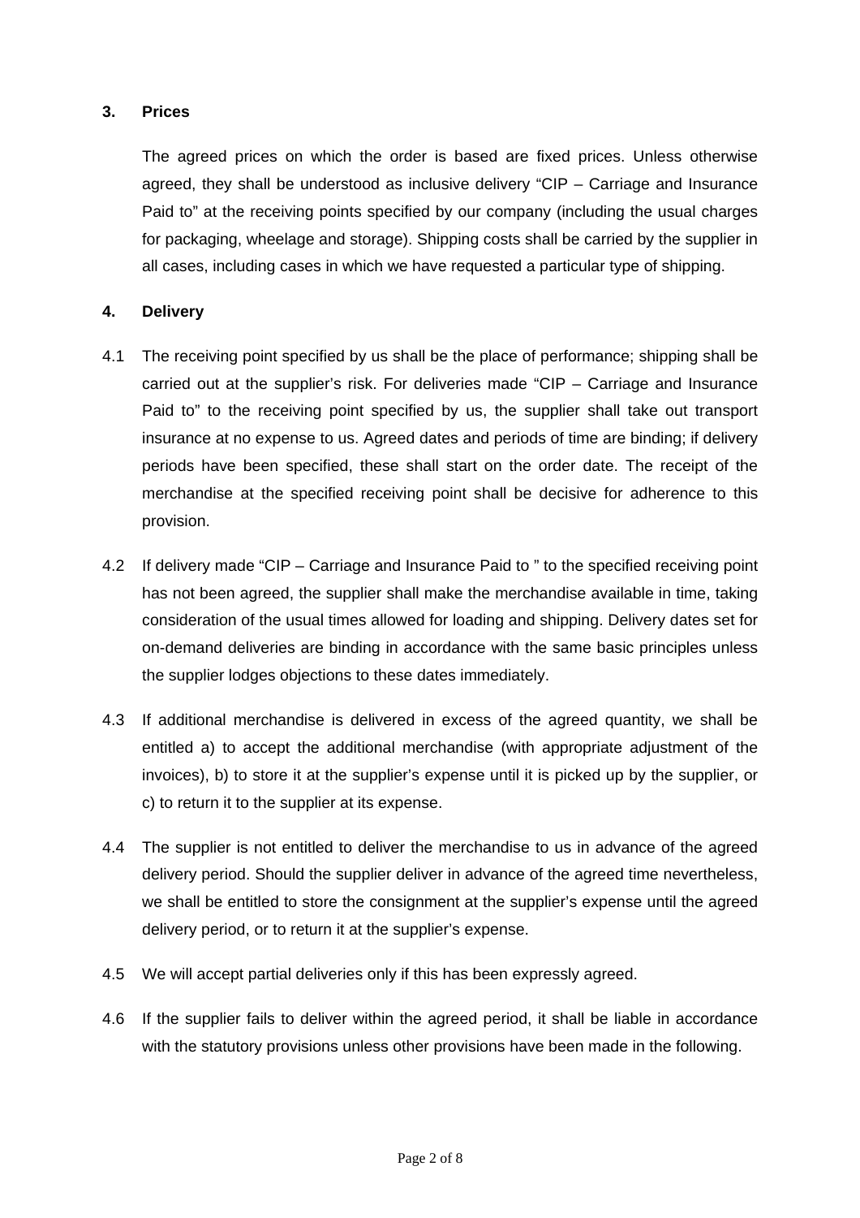## 3. Prices

The agreed prices on which the order is based are fixed prices. Unless otherwise agreed, they shall be understood as inclusive delivery “CIP – Carriage and Insurance Paid to” at the receiving points specified by our company (including the usual charges for packaging, wheelage and storage). Shipping costs shall be carried by the supplier in all cases, including cases in which we have requested a particular type of shipping.

## 4. Delivery

4.1 The receiving point specified by us shall be the place of performance; shipping shall be carried out at the supplier’s risk. For deliveries made “CIP – Carriage and Insurance Paid to” to the receiving point specified by us, the supplier shall take out transport insurance at no expense to us. Agreed dates and periods of time are binding; if delivery periods have been specified, these shall start on the order date. The receipt of the merchandise at the specified receiving point shall be decisive for adherence to this provision.

4.2 If delivery made “CIP – Carriage and Insurance Paid to ” to the specified receiving point has not been agreed, the supplier shall make the merchandise available in time, taking consideration of the usual times allowed for loading and shipping. Delivery dates set for on-demand deliveries are binding in accordance with the same basic principles unless the supplier lodges objections to these dates immediately.

4.3 If additional merchandise is delivered in excess of the agreed quantity, we shall be entitled a) to accept the additional merchandise (with appropriate adjustment of the invoices), b) to store it at the supplier’s expense until it is picked up by the supplier, or c) to return it to the supplier at its expense.

4.4 The supplier is not entitled to deliver the merchandise to us in advance of the agreed delivery period. Should the supplier deliver in advance of the agreed time nevertheless, we shall be entitled to store the consignment at the supplier’s expense until the agreed delivery period, or to return it at the supplier’s expense.

4.5 We will accept partial deliveries only if this has been expressly agreed.

4.6 If the supplier fails to deliver within the agreed period, it shall be liable in accordance with the statutory provisions unless other provisions have been made in the following.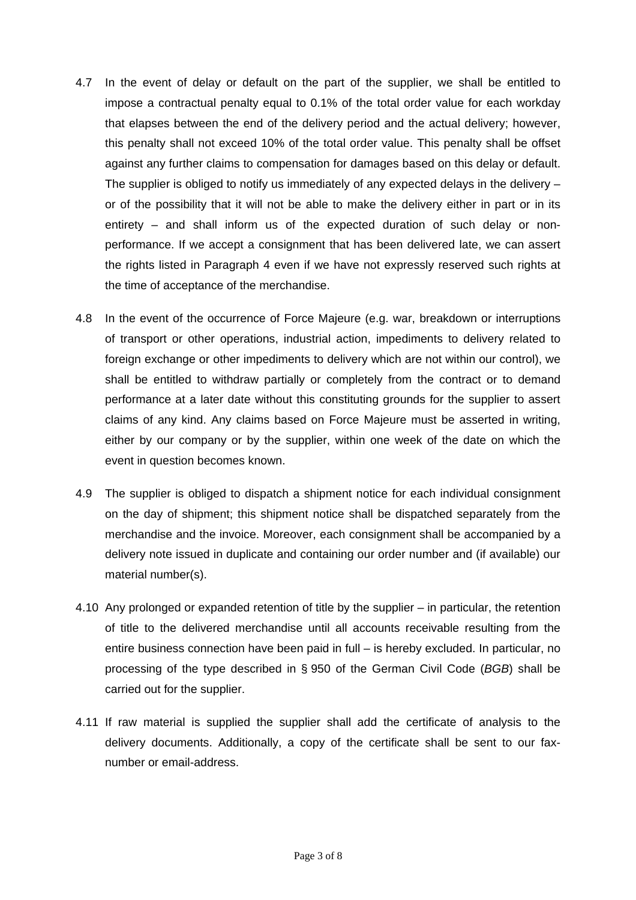4.7 In the event of delay or default on the part of the supplier, we shall be entitled to impose a contractual penalty equal to 0.1% of the total order value for each workday that elapses between the end of the delivery period and the actual delivery; however, this penalty shall not exceed 10% of the total order value. This penalty shall be offset against any further claims to compensation for damages based on this delay or default. The supplier is obliged to notify us immediately of any expected delays in the delivery – or of the possibility that it will not be able to make the delivery either in part or in its entirety – and shall inform us of the expected duration of such delay or non-performance. If we accept a consignment that has been delivered late, we can assert the rights listed in Paragraph 4 even if we have not expressly reserved such rights at the time of acceptance of the merchandise.

4.8 In the event of the occurrence of Force Majeure (e.g. war, breakdown or interruptions of transport or other operations, industrial action, impediments to delivery related to foreign exchange or other impediments to delivery which are not within our control), we shall be entitled to withdraw partially or completely from the contract or to demand performance at a later date without this constituting grounds for the supplier to assert claims of any kind. Any claims based on Force Majeure must be asserted in writing, either by our company or by the supplier, within one week of the date on which the event in question becomes known.

4.9 The supplier is obliged to dispatch a shipment notice for each individual consignment on the day of shipment; this shipment notice shall be dispatched separately from the merchandise and the invoice. Moreover, each consignment shall be accompanied by a delivery note issued in duplicate and containing our order number and (if available) our material number(s).

4.10 Any prolonged or expanded retention of title by the supplier – in particular, the retention of title to the delivered merchandise until all accounts receivable resulting from the entire business connection have been paid in full – is hereby excluded. In particular, no processing of the type described in § 950 of the German Civil Code (*BGB*) shall be carried out for the supplier.

4.11 If raw material is supplied the supplier shall add the certificate of analysis to the delivery documents. Additionally, a copy of the certificate shall be sent to our fax-number or email-address.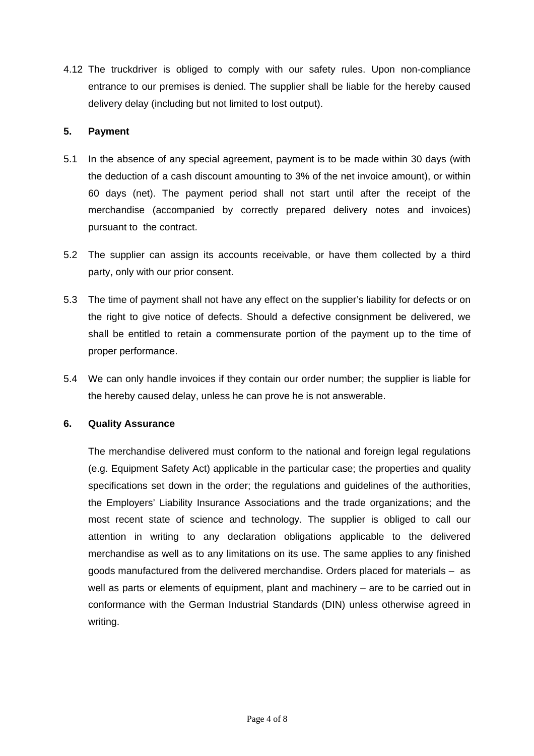4.12 The truckdriver is obliged to comply with our safety rules. Upon non-compliance entrance to our premises is denied. The supplier shall be liable for the hereby caused delivery delay (including but not limited to lost output).

## 5. Payment

5.1 In the absence of any special agreement, payment is to be made within 30 days (with the deduction of a cash discount amounting to 3% of the net invoice amount), or within 60 days (net). The payment period shall not start until after the receipt of the merchandise (accompanied by correctly prepared delivery notes and invoices) pursuant to the contract.

5.2 The supplier can assign its accounts receivable, or have them collected by a third party, only with our prior consent.

5.3 The time of payment shall not have any effect on the supplier's liability for defects or on the right to give notice of defects. Should a defective consignment be delivered, we shall be entitled to retain a commensurate portion of the payment up to the time of proper performance.

5.4 We can only handle invoices if they contain our order number; the supplier is liable for the hereby caused delay, unless he can prove he is not answerable.

## 6. Quality Assurance

The merchandise delivered must conform to the national and foreign legal regulations (e.g. Equipment Safety Act) applicable in the particular case; the properties and quality specifications set down in the order; the regulations and guidelines of the authorities, the Employers' Liability Insurance Associations and the trade organizations; and the most recent state of science and technology. The supplier is obliged to call our attention in writing to any declaration obligations applicable to the delivered merchandise as well as to any limitations on its use. The same applies to any finished goods manufactured from the delivered merchandise. Orders placed for materials – as well as parts or elements of equipment, plant and machinery – are to be carried out in conformance with the German Industrial Standards (DIN) unless otherwise agreed in writing.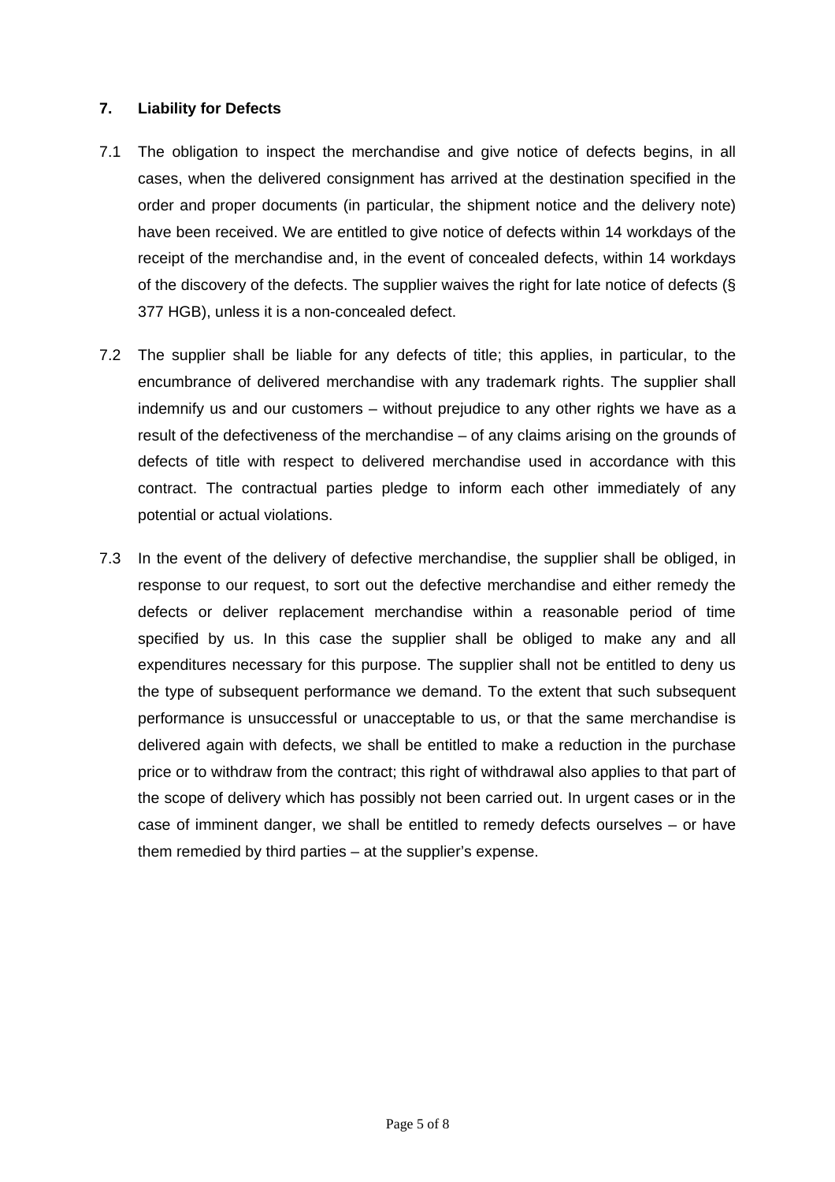## 7. Liability for Defects

7.1 The obligation to inspect the merchandise and give notice of defects begins, in all cases, when the delivered consignment has arrived at the destination specified in the order and proper documents (in particular, the shipment notice and the delivery note) have been received. We are entitled to give notice of defects within 14 workdays of the receipt of the merchandise and, in the event of concealed defects, within 14 workdays of the discovery of the defects. The supplier waives the right for late notice of defects (§ 377 HGB), unless it is a non-concealed defect.

7.2 The supplier shall be liable for any defects of title; this applies, in particular, to the encumbrance of delivered merchandise with any trademark rights. The supplier shall indemnify us and our customers – without prejudice to any other rights we have as a result of the defectiveness of the merchandise – of any claims arising on the grounds of defects of title with respect to delivered merchandise used in accordance with this contract. The contractual parties pledge to inform each other immediately of any potential or actual violations.

7.3 In the event of the delivery of defective merchandise, the supplier shall be obliged, in response to our request, to sort out the defective merchandise and either remedy the defects or deliver replacement merchandise within a reasonable period of time specified by us. In this case the supplier shall be obliged to make any and all expenditures necessary for this purpose. The supplier shall not be entitled to deny us the type of subsequent performance we demand. To the extent that such subsequent performance is unsuccessful or unacceptable to us, or that the same merchandise is delivered again with defects, we shall be entitled to make a reduction in the purchase price or to withdraw from the contract; this right of withdrawal also applies to that part of the scope of delivery which has possibly not been carried out. In urgent cases or in the case of imminent danger, we shall be entitled to remedy defects ourselves – or have them remedied by third parties – at the supplier's expense.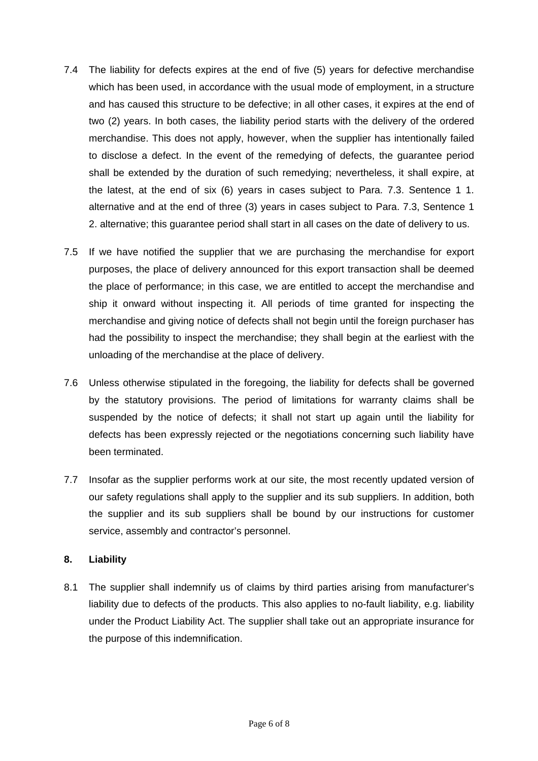7.4 The liability for defects expires at the end of five (5) years for defective merchandise which has been used, in accordance with the usual mode of employment, in a structure and has caused this structure to be defective; in all other cases, it expires at the end of two (2) years. In both cases, the liability period starts with the delivery of the ordered merchandise. This does not apply, however, when the supplier has intentionally failed to disclose a defect. In the event of the remedying of defects, the guarantee period shall be extended by the duration of such remedying; nevertheless, it shall expire, at the latest, at the end of six (6) years in cases subject to Para. 7.3. Sentence 1 1. alternative and at the end of three (3) years in cases subject to Para. 7.3, Sentence 1 2. alternative; this guarantee period shall start in all cases on the date of delivery to us.

7.5 If we have notified the supplier that we are purchasing the merchandise for export purposes, the place of delivery announced for this export transaction shall be deemed the place of performance; in this case, we are entitled to accept the merchandise and ship it onward without inspecting it. All periods of time granted for inspecting the merchandise and giving notice of defects shall not begin until the foreign purchaser has had the possibility to inspect the merchandise; they shall begin at the earliest with the unloading of the merchandise at the place of delivery.

7.6 Unless otherwise stipulated in the foregoing, the liability for defects shall be governed by the statutory provisions. The period of limitations for warranty claims shall be suspended by the notice of defects; it shall not start up again until the liability for defects has been expressly rejected or the negotiations concerning such liability have been terminated.

7.7 Insofar as the supplier performs work at our site, the most recently updated version of our safety regulations shall apply to the supplier and its sub suppliers. In addition, both the supplier and its sub suppliers shall be bound by our instructions for customer service, assembly and contractor's personnel.

## 8. Liability

8.1 The supplier shall indemnify us of claims by third parties arising from manufacturer's liability due to defects of the products. This also applies to no-fault liability, e.g. liability under the Product Liability Act. The supplier shall take out an appropriate insurance for the purpose of this indemnification.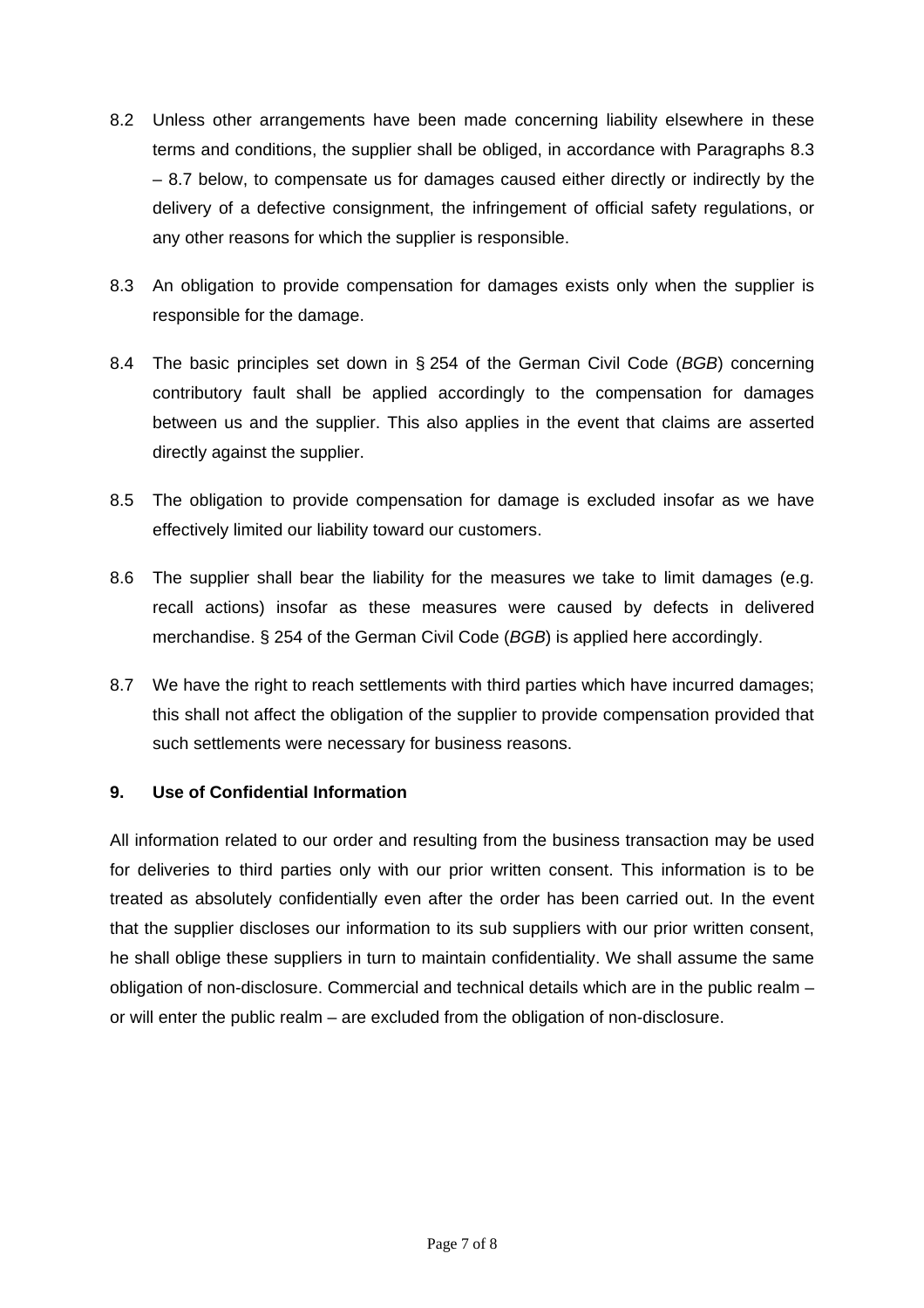8.2 Unless other arrangements have been made concerning liability elsewhere in these terms and conditions, the supplier shall be obliged, in accordance with Paragraphs 8.3 – 8.7 below, to compensate us for damages caused either directly or indirectly by the delivery of a defective consignment, the infringement of official safety regulations, or any other reasons for which the supplier is responsible.

8.3 An obligation to provide compensation for damages exists only when the supplier is responsible for the damage.

8.4 The basic principles set down in § 254 of the German Civil Code (*BGB*) concerning contributory fault shall be applied accordingly to the compensation for damages between us and the supplier. This also applies in the event that claims are asserted directly against the supplier.

8.5 The obligation to provide compensation for damage is excluded insofar as we have effectively limited our liability toward our customers.

8.6 The supplier shall bear the liability for the measures we take to limit damages (e.g. recall actions) insofar as these measures were caused by defects in delivered merchandise. § 254 of the German Civil Code (*BGB*) is applied here accordingly.

8.7 We have the right to reach settlements with third parties which have incurred damages; this shall not affect the obligation of the supplier to provide compensation provided that such settlements were necessary for business reasons.

**9. Use of Confidential Information**

All information related to our order and resulting from the business transaction may be used for deliveries to third parties only with our prior written consent. This information is to be treated as absolutely confidentially even after the order has been carried out. In the event that the supplier discloses our information to its sub suppliers with our prior written consent, he shall oblige these suppliers in turn to maintain confidentiality. We shall assume the same obligation of non-disclosure. Commercial and technical details which are in the public realm – or will enter the public realm – are excluded from the obligation of non-disclosure.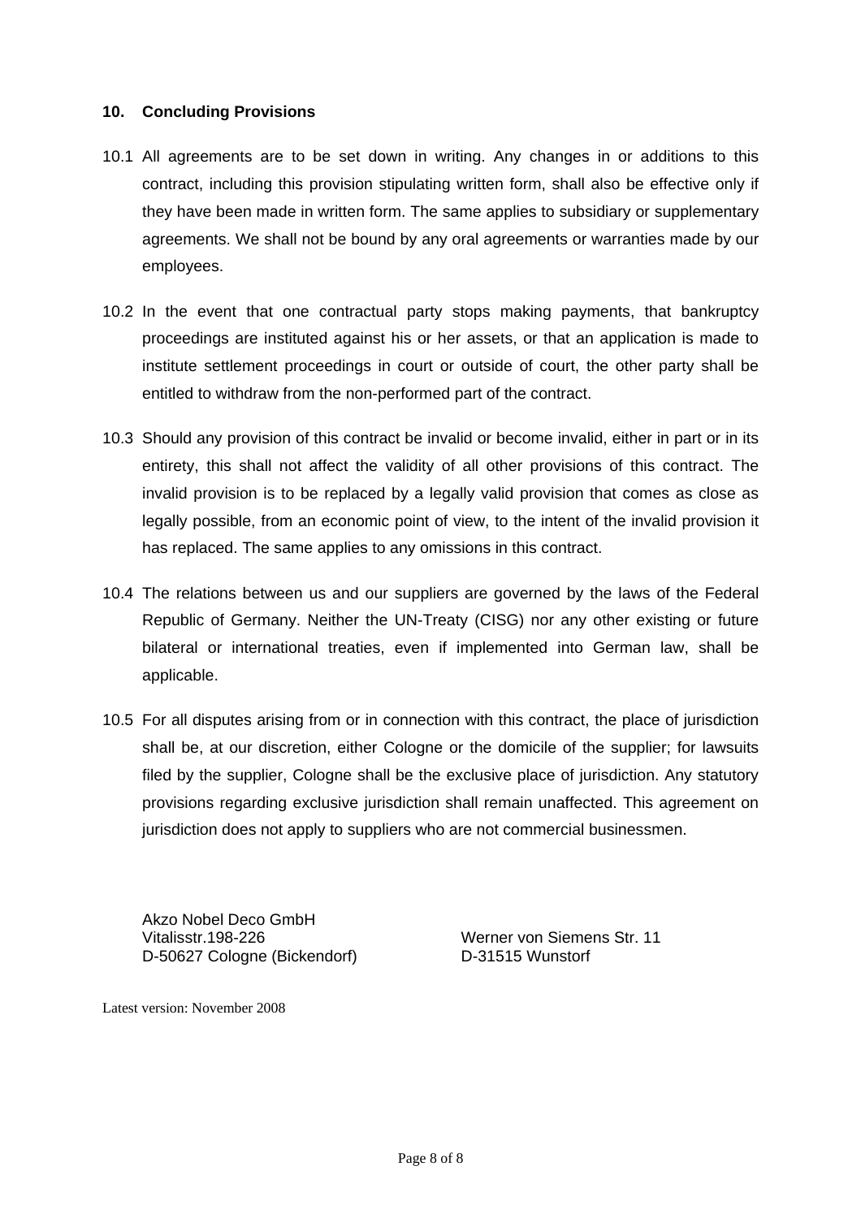## 10. Concluding Provisions

10.1 All agreements are to be set down in writing. Any changes in or additions to this contract, including this provision stipulating written form, shall also be effective only if they have been made in written form. The same applies to subsidiary or supplementary agreements. We shall not be bound by any oral agreements or warranties made by our employees.

10.2 In the event that one contractual party stops making payments, that bankruptcy proceedings are instituted against his or her assets, or that an application is made to institute settlement proceedings in court or outside of court, the other party shall be entitled to withdraw from the non-performed part of the contract.

10.3 Should any provision of this contract be invalid or become invalid, either in part or in its entirety, this shall not affect the validity of all other provisions of this contract. The invalid provision is to be replaced by a legally valid provision that comes as close as legally possible, from an economic point of view, to the intent of the invalid provision it has replaced. The same applies to any omissions in this contract.

10.4 The relations between us and our suppliers are governed by the laws of the Federal Republic of Germany. Neither the UN-Treaty (CISG) nor any other existing or future bilateral or international treaties, even if implemented into German law, shall be applicable.

10.5 For all disputes arising from or in connection with this contract, the place of jurisdiction shall be, at our discretion, either Cologne or the domicile of the supplier; for lawsuits filed by the supplier, Cologne shall be the exclusive place of jurisdiction. Any statutory provisions regarding exclusive jurisdiction shall remain unaffected. This agreement on jurisdiction does not apply to suppliers who are not commercial businessmen.

Akzo Nobel Deco GmbH
Vitalisstr.198-226
D-50627 Cologne (Bickendorf)

Werner von Siemens Str. 11
D-31515 Wunstorf

Latest version: November 2008